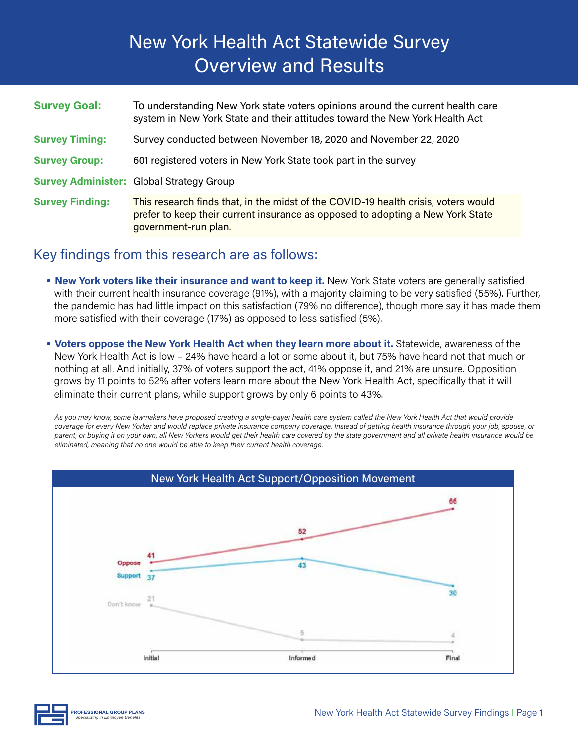# New York Health Act Statewide Survey Overview and Results

**Survey Goal:** To understanding New York state voters opinions around the current health care system in New York State and their attitudes toward the New York Health Act

**Survey Timing:** Survey conducted between November 18, 2020 and November 22, 2020

**Survey Group:** 601 registered voters in New York State took part in the survey

**Survey Administer:** Global Strategy Group

**Survey Finding:** This research finds that, in the midst of the COVID-19 health crisis, voters would prefer to keep their current insurance as opposed to adopting a New York State government-run plan.

## Key findings from this research are as follows:

- **New York voters like their insurance and want to keep it.** New York State voters are generally satisfied with their current health insurance coverage (91%), with a majority claiming to be very satisfied (55%). Further, the pandemic has had little impact on this satisfaction (79% no difference), though more say it has made them more satisfied with their coverage (17%) as opposed to less satisfied (5%).

- **Voters oppose the New York Health Act when they learn more about it.** Statewide, awareness of the New York Health Act is low – 24% have heard a lot or some about it, but 75% have heard not that much or nothing at all. And initially, 37% of voters support the act, 41% oppose it, and 21% are unsure. Opposition grows by 11 points to 52% after voters learn more about the New York Health Act, specifically that it will eliminate their current plans, while support grows by only 6 points to 43%.

*As you may know, some lawmakers have proposed creating a single-payer health care system called the New York Health Act that would provide coverage for every New Yorker and would replace private insurance company coverage. Instead of getting health insurance through your job, spouse, or parent, or buying it on your own, all New Yorkers would get their health care covered by the state government and all private health insurance would be eliminated, meaning that no one would be able to keep their current health coverage.*

**New York Health Act Support/Opposition Movement**

| | Initial | Informed | Final |
|---|---|---|---|
| Oppose | 41 | 52 | 66 |
| Support | 37 | 43 | 30 |
| Don't know | 21 | 5 | 4 |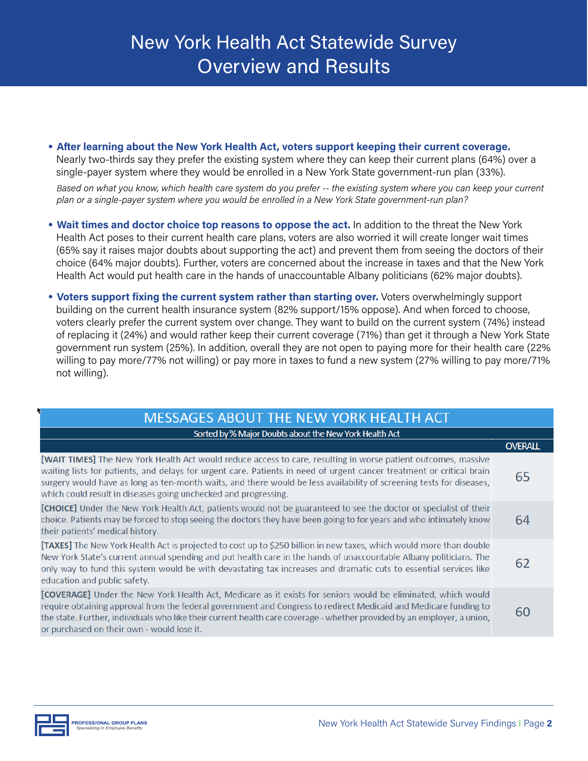# New York Health Act Statewide Survey Overview and Results

- **After learning about the New York Health Act, voters support keeping their current coverage.** Nearly two-thirds say they prefer the existing system where they can keep their current plans (64%) over a single-payer system where they would be enrolled in a New York State government-run plan (33%).

  *Based on what you know, which health care system do you prefer -- the existing system where you can keep your current plan or a single-payer system where you would be enrolled in a New York State government-run plan?*

- **Wait times and doctor choice top reasons to oppose the act.** In addition to the threat the New York Health Act poses to their current health care plans, voters are also worried it will create longer wait times (65% say it raises major doubts about supporting the act) and prevent them from seeing the doctors of their choice (64% major doubts). Further, voters are concerned about the increase in taxes and that the New York Health Act would put health care in the hands of unaccountable Albany politicians (62% major doubts).

- **Voters support fixing the current system rather than starting over.** Voters overwhelmingly support building on the current health insurance system (82% support/15% oppose). And when forced to choose, voters clearly prefer the current system over change. They want to build on the current system (74%) instead of replacing it (24%) and would rather keep their current coverage (71%) than get it through a New York State government run system (25%). In addition, overall they are not open to paying more for their health care (22% willing to pay more/77% not willing) or pay more in taxes to fund a new system (27% willing to pay more/71% not willing).

| MESSAGES ABOUT THE NEW YORK HEALTH ACT<br>Sorted by % Major Doubts about the New York Health Act | OVERALL |
|---|---|
| **[WAIT TIMES]** The New York Health Act would reduce access to care, resulting in worse patient outcomes, massive waiting lists for patients, and delays for urgent care. Patients in need of urgent cancer treatment or critical brain surgery would have as long as ten-month waits, and there would be less availability of screening tests for diseases, which could result in diseases going unchecked and progressing. | 65 |
| **[CHOICE]** Under the New York Health Act, patients would not be guaranteed to see the doctor or specialist of their choice. Patients may be forced to stop seeing the doctors they have been going to for years and who intimately know their patients' medical history. | 64 |
| **[TAXES]** The New York Health Act is projected to cost up to $250 billion in new taxes, which would more than double New York State's current annual spending and put health care in the hands of unaccountable Albany politicians. The only way to fund this system would be with devastating tax increases and dramatic cuts to essential services like education and public safety. | 62 |
| **[COVERAGE]** Under the New York Health Act, Medicare as it exists for seniors would be eliminated, which would require obtaining approval from the federal government and Congress to redirect Medicaid and Medicare funding to the state. Further, individuals who like their current health care coverage - whether provided by an employer, a union, or purchased on their own - would lose it. | 60 |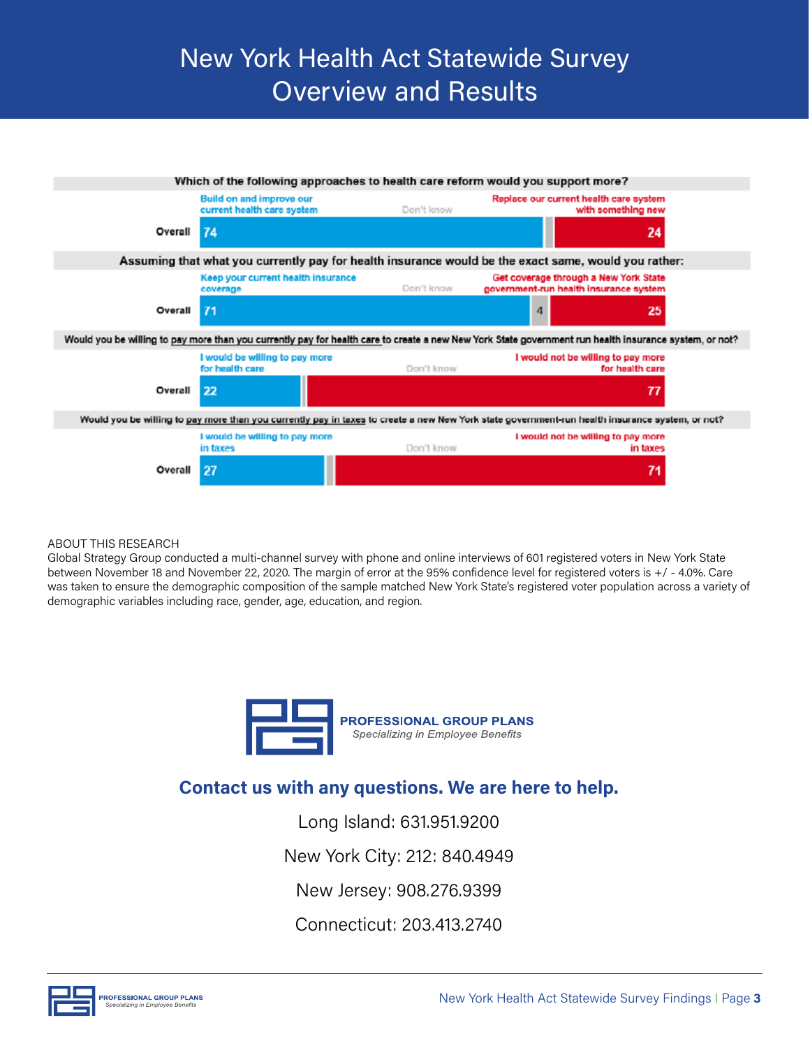# New York Health Act Statewide Survey Overview and Results

**Which of the following approaches to health care reform would you support more?**

Build on and improve our current health care system

Don't know

Replace our current health care system with something new

Overall 74 24

**Assuming that what you currently pay for health insurance would be the exact same, would you rather:**

Keep your current health insurance coverage

Don't know

Get coverage through a New York State government-run health insurance system

Overall 71 4 25

**Would you be willing to pay more than you currently pay for health care to create a new New York State government run health insurance system, or not?**

I would be willing to pay more for health care

Don't know

I would not be willing to pay more for health care

Overall 22 77

**Would you be willing to pay more than you currently pay in taxes to create a new New York state government-run health insurance system, or not?**

I would be willing to pay more in taxes

Don't know

I would not be willing to pay more in taxes

Overall 27 71

ABOUT THIS RESEARCH

Global Strategy Group conducted a multi-channel survey with phone and online interviews of 601 registered voters in New York State between November 18 and November 22, 2020. The margin of error at the 95% confidence level for registered voters is +/ - 4.0%. Care was taken to ensure the demographic composition of the sample matched New York State's registered voter population across a variety of demographic variables including race, gender, age, education, and region.

**PROFESSIONAL GROUP PLANS**

*Specializing in Employee Benefits*

## Contact us with any questions. We are here to help.

Long Island: 631.951.9200

New York City: 212: 840.4949

New Jersey: 908.276.9399

Connecticut: 203.413.2740